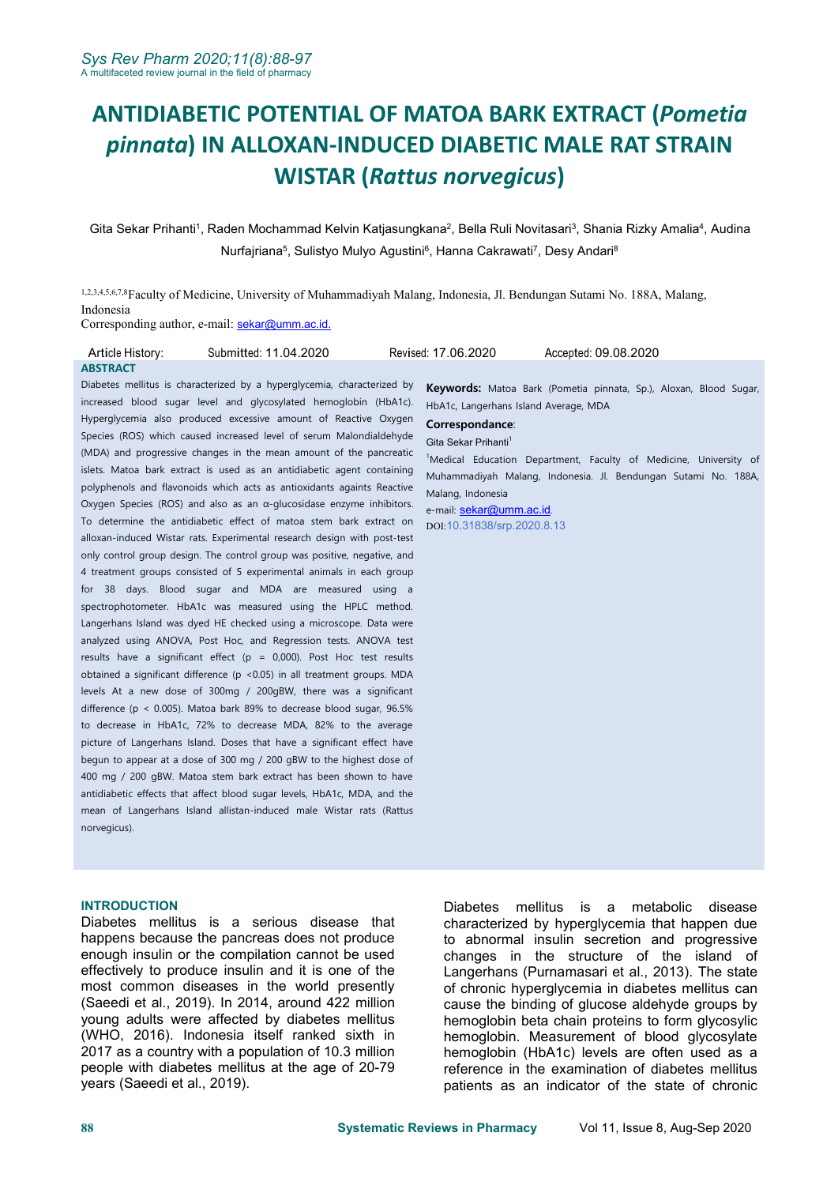# ANTIDIABETIC POTENTIAL OF MATOA BARK EXTRACT (*Pometia pinnata*) IN ALLOXAN-INDUCED DIABETIC MALE RAT STRAIN WISTAR (*Rattus norvegicus*)

Gita Sekar Prihanti[1], Raden Mochammad Kelvin Katjasungkana[2], Bella Ruli Novitasari[3], Shania Rizky Amalia[4], Audina Nurfajriana[5], Sulistyo Mulyo Agustini[6], Hanna Cakrawati[7], Desy Andari[8]

[1,2,3,4,5,6,7,8]Faculty of Medicine, University of Muhammadiyah Malang, Indonesia, Jl. Bendungan Sutami No. 188A, Malang, Indonesia

Corresponding author, e-mail: sekar@umm.ac.id.

Article History: Submitted: 11.04.2020 Revised: 17.06.2020 Accepted: 09.08.2020

## ABSTRACT

Diabetes mellitus is characterized by a hyperglycemia, characterized by increased blood sugar level and glycosylated hemoglobin (HbA1c). Hyperglycemia also produced excessive amount of Reactive Oxygen Species (ROS) which caused increased level of serum Malondialdehyde (MDA) and progressive changes in the mean amount of the pancreatic islets. Matoa bark extract is used as an antidiabetic agent containing polyphenols and flavonoids which acts as antioxidants againts Reactive Oxygen Species (ROS) and also as an α-glucosidase enzyme inhibitors. To determine the antidiabetic effect of matoa stem bark extract on alloxan-induced Wistar rats. Experimental research design with post-test only control group design. The control group was positive, negative, and 4 treatment groups consisted of 5 experimental animals in each group for 38 days. Blood sugar and MDA are measured using a spectrophotometer. HbA1c was measured using the HPLC method. Langerhans Island was dyed HE checked using a microscope. Data were analyzed using ANOVA, Post Hoc, and Regression tests. ANOVA test results have a significant effect (p = 0,000). Post Hoc test results obtained a significant difference (p <0.05) in all treatment groups. MDA levels At a new dose of 300mg / 200gBW, there was a significant difference (p < 0.005). Matoa bark 89% to decrease blood sugar, 96.5% to decrease in HbA1c, 72% to decrease MDA, 82% to the average picture of Langerhans Island. Doses that have a significant effect have begun to appear at a dose of 300 mg / 200 gBW to the highest dose of 400 mg / 200 gBW. Matoa stem bark extract has been shown to have antidiabetic effects that affect blood sugar levels, HbA1c, MDA, and the mean of Langerhans Island allistan-induced male Wistar rats (Rattus norvegicus).

**Keywords:** Matoa Bark (Pometia pinnata, Sp.), Aloxan, Blood Sugar, HbA1c, Langerhans Island Average, MDA

**Correspondance**:
Gita Sekar Prihanti[1]
[1]Medical Education Department, Faculty of Medicine, University of Muhammadiyah Malang, Indonesia. Jl. Bendungan Sutami No. 188A, Malang, Indonesia
e-mail: sekar@umm.ac.id.
DOI:10.31838/srp.2020.8.13

## INTRODUCTION

Diabetes mellitus is a serious disease that happens because the pancreas does not produce enough insulin or the compilation cannot be used effectively to produce insulin and it is one of the most common diseases in the world presently (Saeedi et al., 2019). In 2014, around 422 million young adults were affected by diabetes mellitus (WHO, 2016). Indonesia itself ranked sixth in 2017 as a country with a population of 10.3 million people with diabetes mellitus at the age of 20-79 years (Saeedi et al., 2019).

Diabetes mellitus is a metabolic disease characterized by hyperglycemia that happen due to abnormal insulin secretion and progressive changes in the structure of the island of Langerhans (Purnamasari et al., 2013). The state of chronic hyperglycemia in diabetes mellitus can cause the binding of glucose aldehyde groups by hemoglobin beta chain proteins to form glycosylic hemoglobin. Measurement of blood glycosylate hemoglobin (HbA1c) levels are often used as a reference in the examination of diabetes mellitus patients as an indicator of the state of chronic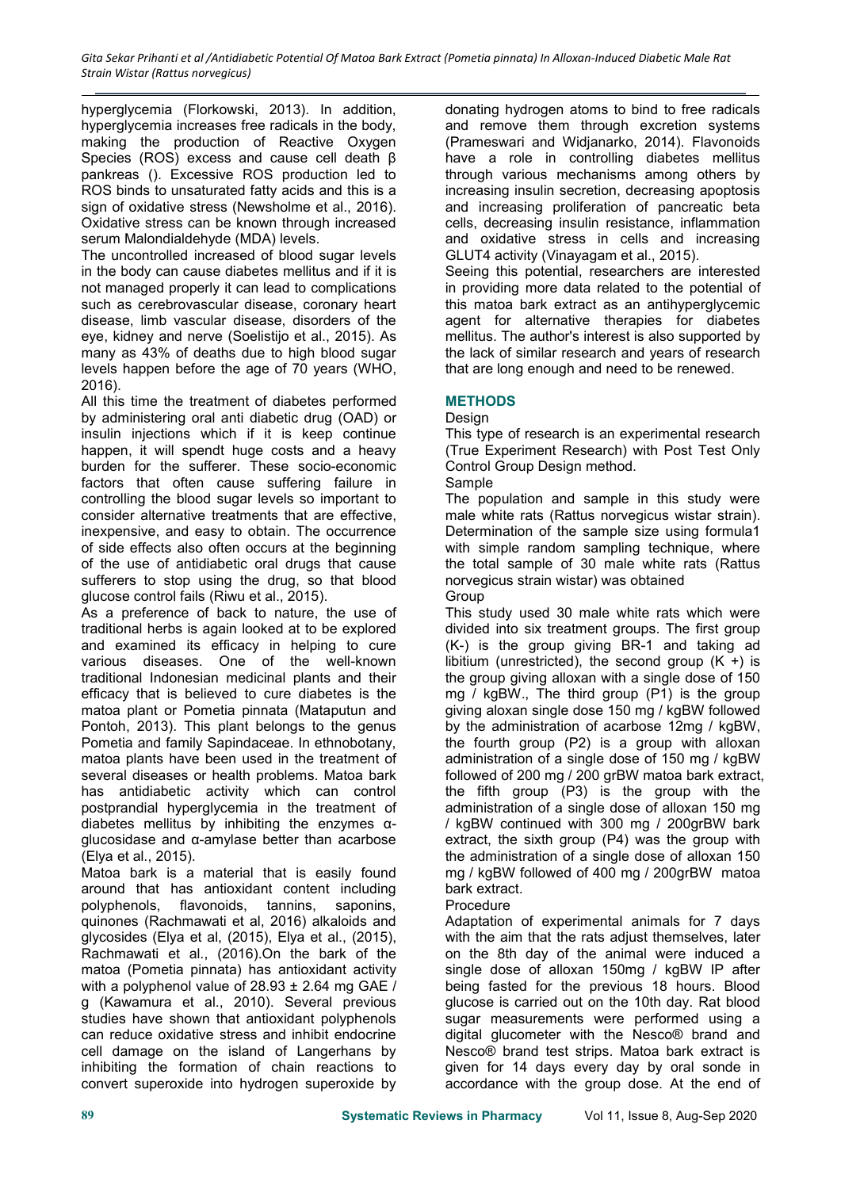hyperglycemia (Florkowski, 2013). In addition, hyperglycemia increases free radicals in the body, making the production of Reactive Oxygen Species (ROS) excess and cause cell death β pankreas (). Excessive ROS production led to ROS binds to unsaturated fatty acids and this is a sign of oxidative stress (Newsholme et al., 2016). Oxidative stress can be known through increased serum Malondialdehyde (MDA) levels.

The uncontrolled increased of blood sugar levels in the body can cause diabetes mellitus and if it is not managed properly it can lead to complications such as cerebrovascular disease, coronary heart disease, limb vascular disease, disorders of the eye, kidney and nerve (Soelistijo et al., 2015). As many as 43% of deaths due to high blood sugar levels happen before the age of 70 years (WHO, 2016).

All this time the treatment of diabetes performed by administering oral anti diabetic drug (OAD) or insulin injections which if it is keep continue happen, it will spendt huge costs and a heavy burden for the sufferer. These socio-economic factors that often cause suffering failure in controlling the blood sugar levels so important to consider alternative treatments that are effective, inexpensive, and easy to obtain. The occurrence of side effects also often occurs at the beginning of the use of antidiabetic oral drugs that cause sufferers to stop using the drug, so that blood glucose control fails (Riwu et al., 2015).

As a preference of back to nature, the use of traditional herbs is again looked at to be explored and examined its efficacy in helping to cure various diseases. One of the well-known traditional Indonesian medicinal plants and their efficacy that is believed to cure diabetes is the matoa plant or Pometia pinnata (Mataputun and Pontoh, 2013). This plant belongs to the genus Pometia and family Sapindaceae. In ethnobotany, matoa plants have been used in the treatment of several diseases or health problems. Matoa bark has antidiabetic activity which can control postprandial hyperglycemia in the treatment of diabetes mellitus by inhibiting the enzymes α-glucosidase and α-amylase better than acarbose (Elya et al., 2015).

Matoa bark is a material that is easily found around that has antioxidant content including polyphenols, flavonoids, tannins, saponins, quinones (Rachmawati et al, 2016) alkaloids and glycosides (Elya et al, (2015), Elya et al., (2015), Rachmawati et al., (2016).On the bark of the matoa (Pometia pinnata) has antioxidant activity with a polyphenol value of 28.93 ± 2.64 mg GAE / g (Kawamura et al., 2010). Several previous studies have shown that antioxidant polyphenols can reduce oxidative stress and inhibit endocrine cell damage on the island of Langerhans by inhibiting the formation of chain reactions to convert superoxide into hydrogen superoxide by donating hydrogen atoms to bind to free radicals and remove them through excretion systems (Prameswari and Widjanarko, 2014). Flavonoids have a role in controlling diabetes mellitus through various mechanisms among others by increasing insulin secretion, decreasing apoptosis and increasing proliferation of pancreatic beta cells, decreasing insulin resistance, inflammation and oxidative stress in cells and increasing GLUT4 activity (Vinayagam et al., 2015).

Seeing this potential, researchers are interested in providing more data related to the potential of this matoa bark extract as an antihyperglycemic agent for alternative therapies for diabetes mellitus. The author's interest is also supported by the lack of similar research and years of research that are long enough and need to be renewed.

## METHODS

Design

This type of research is an experimental research (True Experiment Research) with Post Test Only Control Group Design method.

Sample

The population and sample in this study were male white rats (Rattus norvegicus wistar strain). Determination of the sample size using formula1 with simple random sampling technique, where the total sample of 30 male white rats (Rattus norvegicus strain wistar) was obtained

Group

This study used 30 male white rats which were divided into six treatment groups. The first group (K-) is the group giving BR-1 and taking ad libitium (unrestricted), the second group (K +) is the group giving alloxan with a single dose of 150 mg / kgBW., The third group (P1) is the group giving aloxan single dose 150 mg / kgBW followed by the administration of acarbose 12mg / kgBW, the fourth group (P2) is a group with alloxan administration of a single dose of 150 mg / kgBW followed of 200 mg / 200 grBW matoa bark extract, the fifth group (P3) is the group with the administration of a single dose of alloxan 150 mg / kgBW continued with 300 mg / 200grBW bark extract, the sixth group (P4) was the group with the administration of a single dose of alloxan 150 mg / kgBW followed of 400 mg / 200grBW matoa bark extract.

Procedure

Adaptation of experimental animals for 7 days with the aim that the rats adjust themselves, later on the 8th day of the animal were induced a single dose of alloxan 150mg / kgBW IP after being fasted for the previous 18 hours. Blood glucose is carried out on the 10th day. Rat blood sugar measurements were performed using a digital glucometer with the Nesco® brand and Nesco® brand test strips. Matoa bark extract is given for 14 days every day by oral sonde in accordance with the group dose. At the end of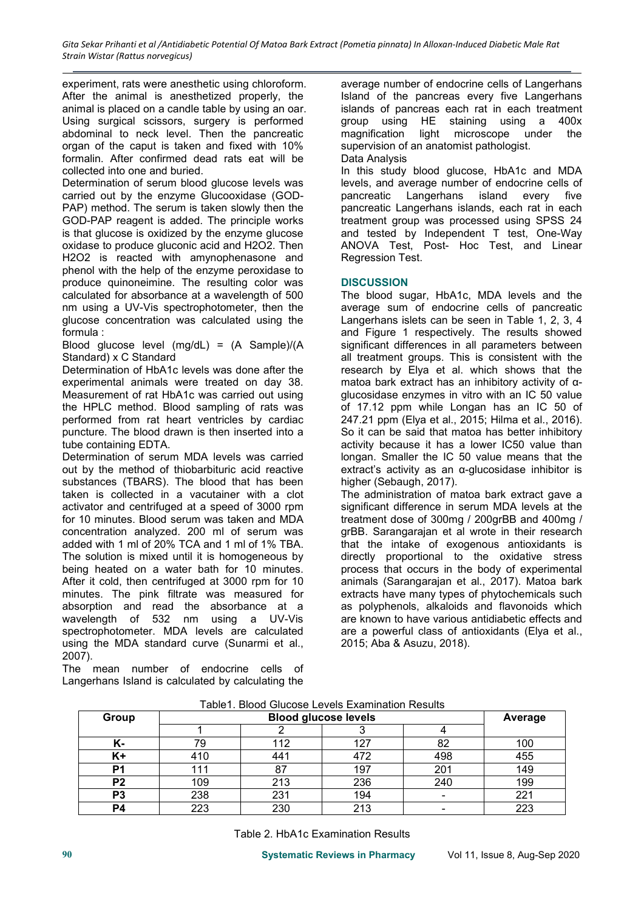experiment, rats were anesthetic using chloroform. After the animal is anesthetized properly, the animal is placed on a candle table by using an oar. Using surgical scissors, surgery is performed abdominal to neck level. Then the pancreatic organ of the caput is taken and fixed with 10% formalin. After confirmed dead rats eat will be collected into one and buried.

Determination of serum blood glucose levels was carried out by the enzyme Glucooxidase (GOD-PAP) method. The serum is taken slowly then the GOD-PAP reagent is added. The principle works is that glucose is oxidized by the enzyme glucose oxidase to produce gluconic acid and $H_2O_2$. Then $H_2O_2$ is reacted with amynophenasone and phenol with the help of the enzyme peroxidase to produce quinoneimine. The resulting color was calculated for absorbance at a wavelength of 500 nm using a UV-Vis spectrophotometer, then the glucose concentration was calculated using the formula :

Blood glucose level (mg/dL) = (A Sample)/(A Standard) x C Standard

Determination of HbA1c levels was done after the experimental animals were treated on day 38. Measurement of rat HbA1c was carried out using the HPLC method. Blood sampling of rats was performed from rat heart ventricles by cardiac puncture. The blood drawn is then inserted into a tube containing EDTA.

Determination of serum MDA levels was carried out by the method of thiobarbituric acid reactive substances (TBARS). The blood that has been taken is collected in a vacutainer with a clot activator and centrifuged at a speed of 3000 rpm for 10 minutes. Blood serum was taken and MDA concentration analyzed. 200 ml of serum was added with 1 ml of 20% TCA and 1 ml of 1% TBA. The solution is mixed until it is homogeneous by being heated on a water bath for 10 minutes. After it cold, then centrifuged at 3000 rpm for 10 minutes. The pink filtrate was measured for absorption and read the absorbance at a wavelength of 532 nm using a UV-Vis spectrophotometer. MDA levels are calculated using the MDA standard curve (Sunarmi et al., 2007).

The mean number of endocrine cells of Langerhans Island is calculated by calculating the average number of endocrine cells of Langerhans Island of the pancreas every five Langerhans islands of pancreas each rat in each treatment group using HE staining using a 400x magnification light microscope under the supervision of an anatomist pathologist.

Data Analysis

In this study blood glucose, HbA1c and MDA levels, and average number of endocrine cells of pancreatic Langerhans island every five pancreatic Langerhans islands, each rat in each treatment group was processed using SPSS 24 and tested by Independent T test, One-Way ANOVA Test, Post- Hoc Test, and Linear Regression Test.

## DISCUSSION

The blood sugar, HbA1c, MDA levels and the average sum of endocrine cells of pancreatic Langerhans islets can be seen in Table 1, 2, 3, 4 and Figure 1 respectively. The results showed significant differences in all parameters between all treatment groups. This is consistent with the research by Elya et al. which shows that the matoa bark extract has an inhibitory activity of α-glucosidase enzymes in vitro with an IC 50 value of 17.12 ppm while Longan has an IC 50 of 247.21 ppm (Elya et al., 2015; Hilma et al., 2016). So it can be said that matoa has better inhibitory activity because it has a lower IC50 value than longan. Smaller the IC 50 value means that the extract's activity as an α-glucosidase inhibitor is higher (Sebaugh, 2017).

The administration of matoa bark extract gave a significant difference in serum MDA levels at the treatment dose of 300mg / 200grBB and 400mg / grBB. Sarangarajan et al wrote in their research that the intake of exogenous antioxidants is directly proportional to the oxidative stress process that occurs in the body of experimental animals (Sarangarajan et al., 2017). Matoa bark extracts have many types of phytochemicals such as polyphenols, alkaloids and flavonoids which are known to have various antidiabetic effects and are a powerful class of antioxidants (Elya et al., 2015; Aba & Asuzu, 2018).

Table1. Blood Glucose Levels Examination Results

| Group | Blood glucose levels | | | | Average |
|---|---|---|---|---|---|
| | 1 | 2 | 3 | 4 | |
| K- | 79 | 112 | 127 | 82 | 100 |
| K+ | 410 | 441 | 472 | 498 | 455 |
| P1 | 111 | 87 | 197 | 201 | 149 |
| P2 | 109 | 213 | 236 | 240 | 199 |
| P3 | 238 | 231 | 194 | - | 221 |
| P4 | 223 | 230 | 213 | - | 223 |

Table 2. HbA1c Examination Results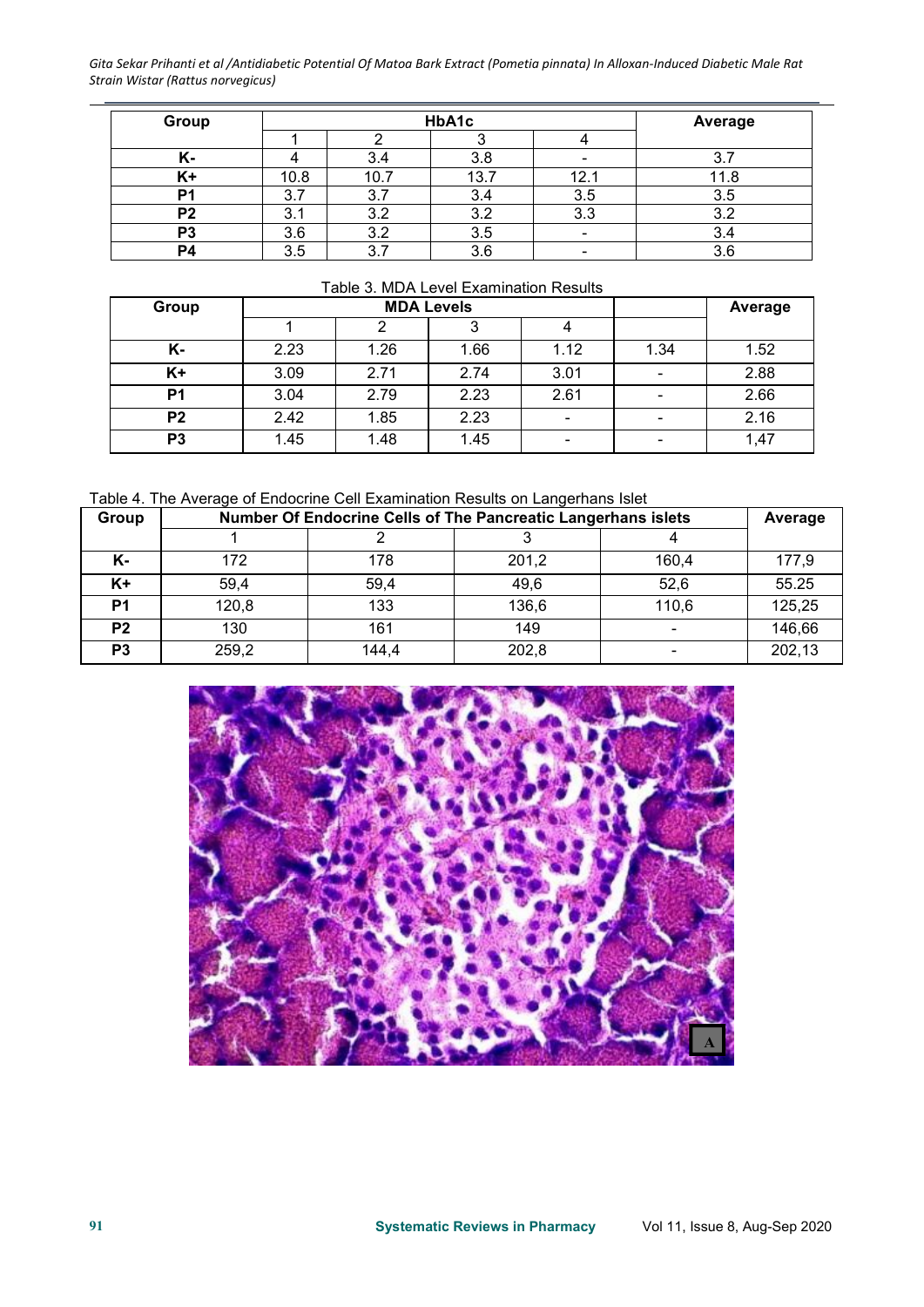| Group | HbA1c | | | | Average |
|---|---|---|---|---|---|
| | 1 | 2 | 3 | 4 | |
| K- | 4 | 3.4 | 3.8 | - | 3.7 |
| K+ | 10.8 | 10.7 | 13.7 | 12.1 | 11.8 |
| P1 | 3.7 | 3.7 | 3.4 | 3.5 | 3.5 |
| P2 | 3.1 | 3.2 | 3.2 | 3.3 | 3.2 |
| P3 | 3.6 | 3.2 | 3.5 | - | 3.4 |
| P4 | 3.5 | 3.7 | 3.6 | - | 3.6 |

Table 3. MDA Level Examination Results

| Group | MDA Levels | | | | | Average |
|---|---|---|---|---|---|---|
| | 1 | 2 | 3 | 4 | | |
| K- | 2.23 | 1.26 | 1.66 | 1.12 | 1.34 | 1.52 |
| K+ | 3.09 | 2.71 | 2.74 | 3.01 | - | 2.88 |
| P1 | 3.04 | 2.79 | 2.23 | 2.61 | - | 2.66 |
| P2 | 2.42 | 1.85 | 2.23 | - | - | 2.16 |
| P3 | 1.45 | 1.48 | 1.45 | - | - | 1,47 |

Table 4. The Average of Endocrine Cell Examination Results on Langerhans Islet

| Group | Number Of Endocrine Cells of The Pancreatic Langerhans islets | | | | Average |
|---|---|---|---|---|---|
| | 1 | 2 | 3 | 4 | |
| K- | 172 | 178 | 201,2 | 160,4 | 177,9 |
| K+ | 59,4 | 59,4 | 49,6 | 52,6 | 55.25 |
| P1 | 120,8 | 133 | 136,6 | 110,6 | 125,25 |
| P2 | 130 | 161 | 149 | - | 146,66 |
| P3 | 259,2 | 144,4 | 202,8 | - | 202,13 |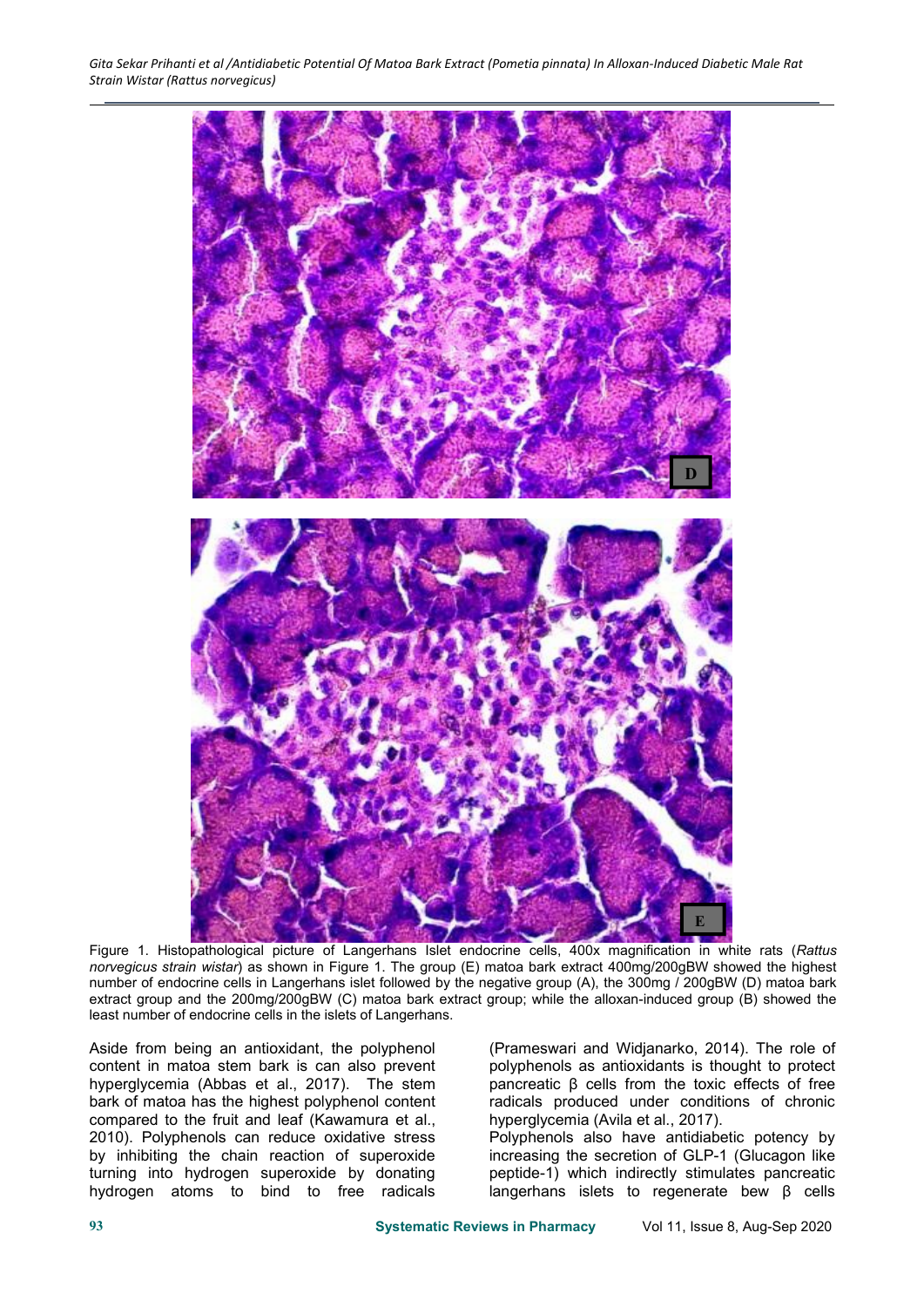Figure 1. Histopathological picture of Langerhans Islet endocrine cells, 400x magnification in white rats (*Rattus norvegicus strain wistar*) as shown in Figure 1. The group (E) matoa bark extract 400mg/200gBW showed the highest number of endocrine cells in Langerhans islet followed by the negative group (A), the 300mg / 200gBW (D) matoa bark extract group and the 200mg/200gBW (C) matoa bark extract group; while the alloxan-induced group (B) showed the least number of endocrine cells in the islets of Langerhans.

Aside from being an antioxidant, the polyphenol content in matoa stem bark is can also prevent hyperglycemia (Abbas et al., 2017). The stem bark of matoa has the highest polyphenol content compared to the fruit and leaf (Kawamura et al., 2010). Polyphenols can reduce oxidative stress by inhibiting the chain reaction of superoxide turning into hydrogen superoxide by donating hydrogen atoms to bind to free radicals (Prameswari and Widjanarko, 2014). The role of polyphenols as antioxidants is thought to protect pancreatic β cells from the toxic effects of free radicals produced under conditions of chronic hyperglycemia (Avila et al., 2017).

Polyphenols also have antidiabetic potency by increasing the secretion of GLP-1 (Glucagon like peptide-1) which indirectly stimulates pancreatic langerhans islets to regenerate bew β cells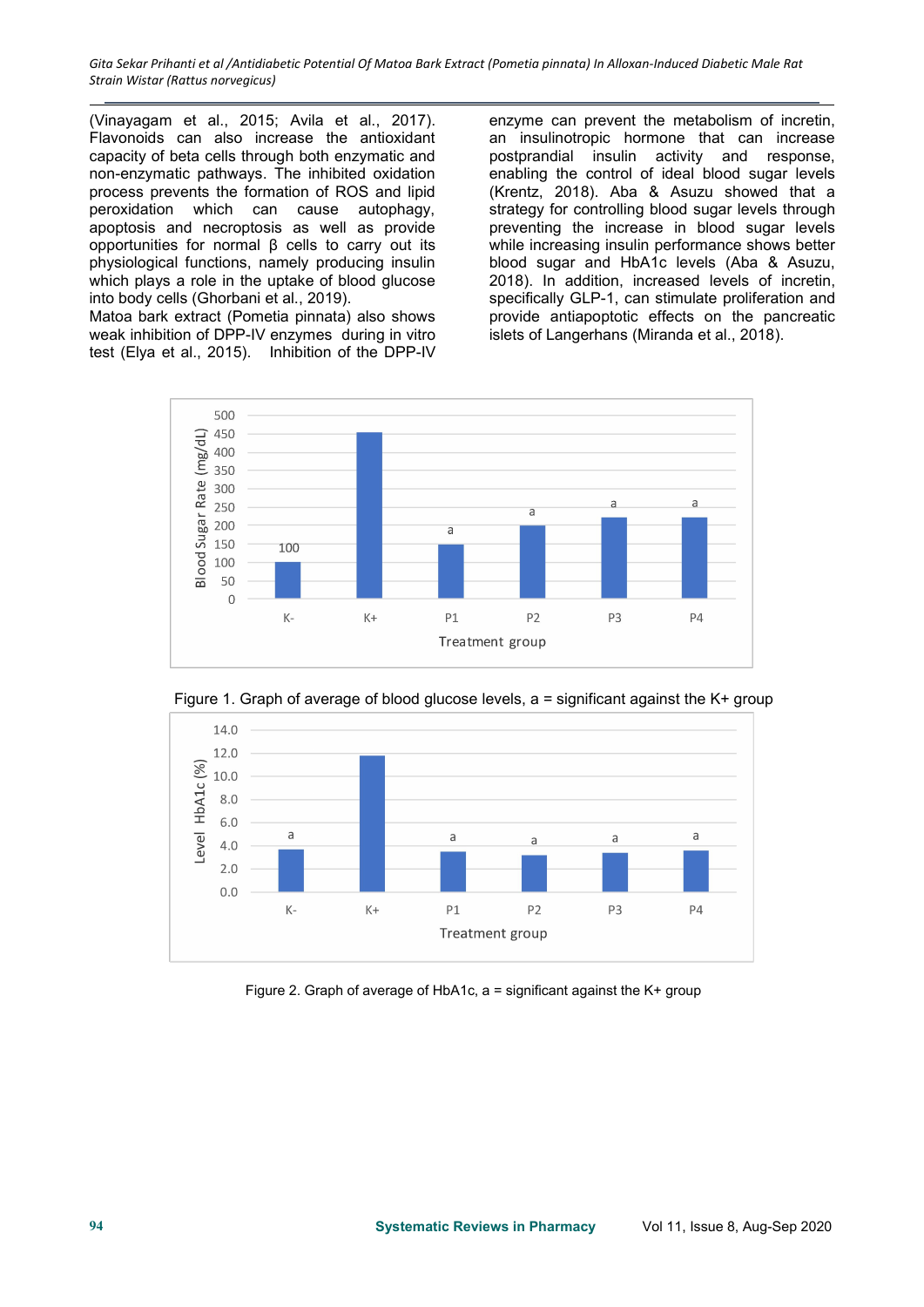(Vinayagam et al., 2015; Avila et al., 2017). Flavonoids can also increase the antioxidant capacity of beta cells through both enzymatic and non-enzymatic pathways. The inhibited oxidation process prevents the formation of ROS and lipid peroxidation which can cause autophagy, apoptosis and necroptosis as well as provide opportunities for normal β cells to carry out its physiological functions, namely producing insulin which plays a role in the uptake of blood glucose into body cells (Ghorbani et al., 2019).

Matoa bark extract (Pometia pinnata) also shows weak inhibition of DPP-IV enzymes during in vitro test (Elya et al., 2015). Inhibition of the DPP-IV enzyme can prevent the metabolism of incretin, an insulinotropic hormone that can increase postprandial insulin activity and response, enabling the control of ideal blood sugar levels (Krentz, 2018). Aba & Asuzu showed that a strategy for controlling blood sugar levels through preventing the increase in blood sugar levels while increasing insulin performance shows better blood sugar and HbA1c levels (Aba & Asuzu, 2018). In addition, increased levels of incretin, specifically GLP-1, can stimulate proliferation and provide antiapoptotic effects on the pancreatic islets of Langerhans (Miranda et al., 2018).

Figure 1. Graph of average of blood glucose levels, a = significant against the K+ group

Figure 2. Graph of average of HbA1c, a = significant against the K+ group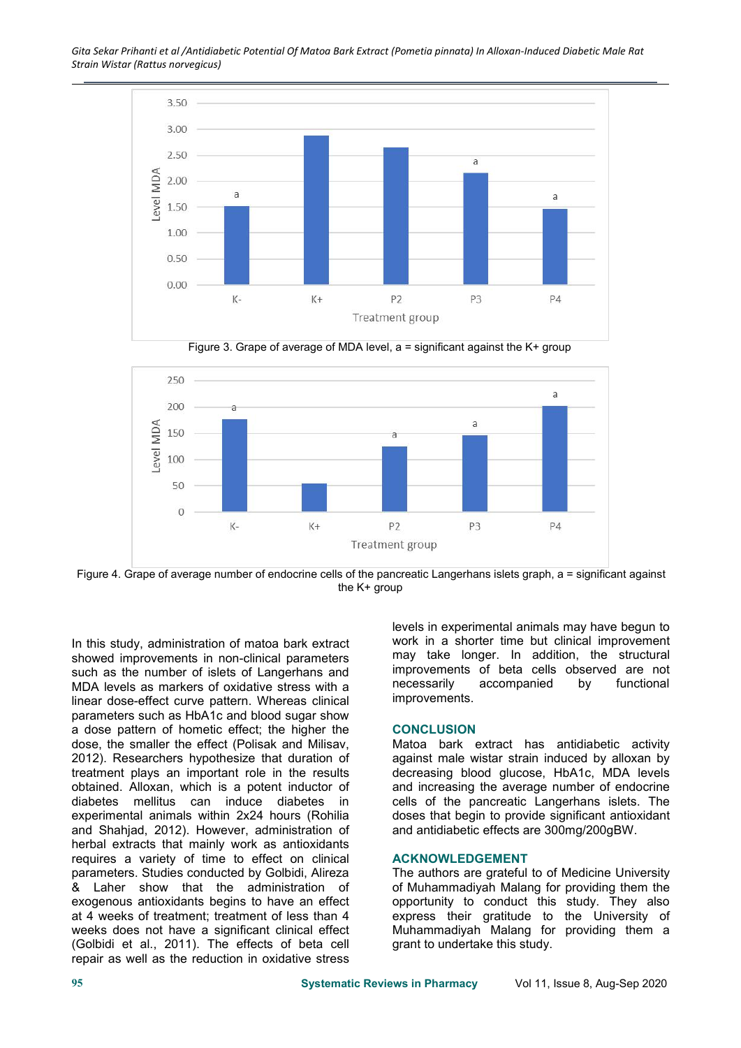Figure 3. Grape of average of MDA level, a = significant against the K+ group

Figure 4. Grape of average number of endocrine cells of the pancreatic Langerhans islets graph, a = significant against the K+ group

In this study, administration of matoa bark extract showed improvements in non-clinical parameters such as the number of islets of Langerhans and MDA levels as markers of oxidative stress with a linear dose-effect curve pattern. Whereas clinical parameters such as HbA1c and blood sugar show a dose pattern of hometic effect; the higher the dose, the smaller the effect (Polisak and Milisav, 2012). Researchers hypothesize that duration of treatment plays an important role in the results obtained. Alloxan, which is a potent inductor of diabetes mellitus can induce diabetes in experimental animals within 2x24 hours (Rohilia and Shahjad, 2012). However, administration of herbal extracts that mainly work as antioxidants requires a variety of time to effect on clinical parameters. Studies conducted by Golbidi, Alireza & Laher show that the administration of exogenous antioxidants begins to have an effect at 4 weeks of treatment; treatment of less than 4 weeks does not have a significant clinical effect (Golbidi et al., 2011). The effects of beta cell repair as well as the reduction in oxidative stress levels in experimental animals may have begun to work in a shorter time but clinical improvement may take longer. In addition, the structural improvements of beta cells observed are not necessarily accompanied by functional improvements.

## CONCLUSION

Matoa bark extract has antidiabetic activity against male wistar strain induced by alloxan by decreasing blood glucose, HbA1c, MDA levels and increasing the average number of endocrine cells of the pancreatic Langerhans islets. The doses that begin to provide significant antioxidant and antidiabetic effects are 300mg/200gBW.

## ACKNOWLEDGEMENT

The authors are grateful to of Medicine University of Muhammadiyah Malang for providing them the opportunity to conduct this study. They also express their gratitude to the University of Muhammadiyah Malang for providing them a grant to undertake this study.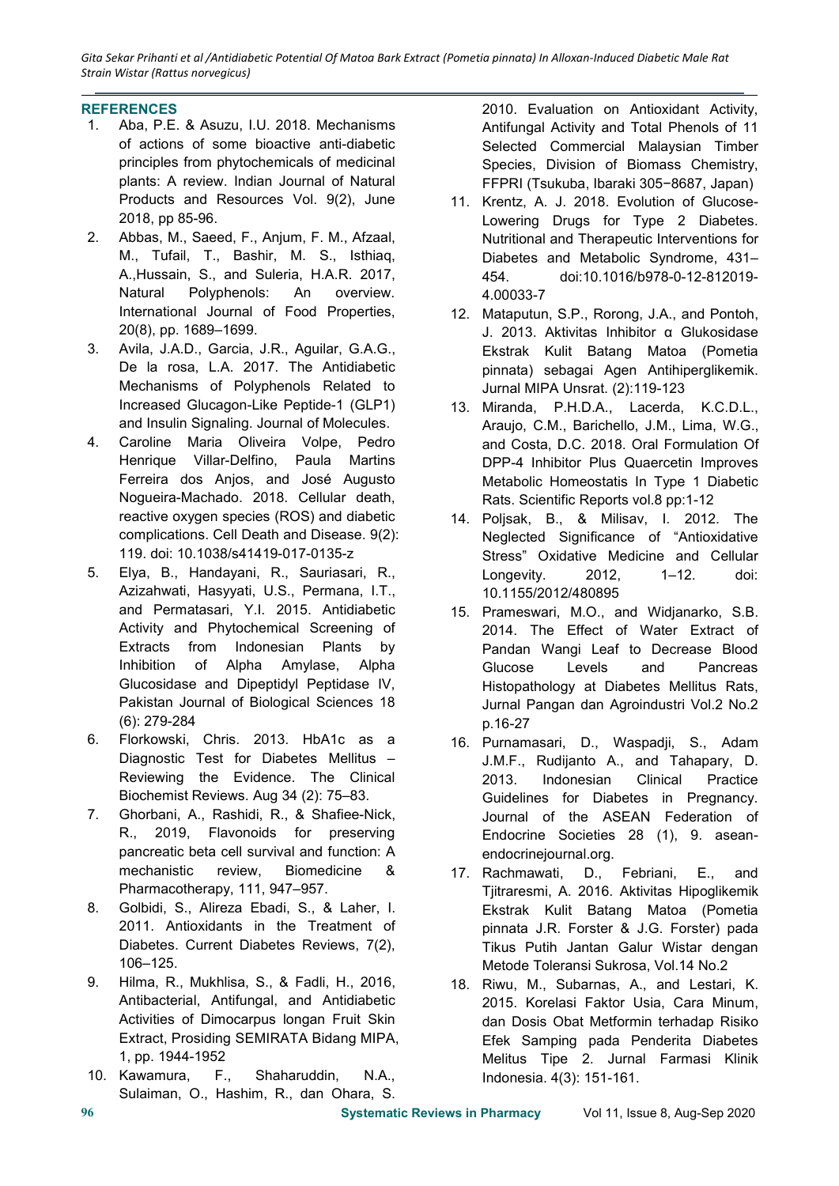## REFERENCES

1. Aba, P.E. & Asuzu, I.U. 2018. Mechanisms of actions of some bioactive anti-diabetic principles from phytochemicals of medicinal plants: A review. Indian Journal of Natural Products and Resources Vol. 9(2), June 2018, pp 85-96.
2. Abbas, M., Saeed, F., Anjum, F. M., Afzaal, M., Tufail, T., Bashir, M. S., Isthiaq, A.,Hussain, S., and Suleria, H.A.R. 2017, Natural Polyphenols: An overview. International Journal of Food Properties, 20(8), pp. 1689–1699.
3. Avila, J.A.D., Garcia, J.R., Aguilar, G.A.G., De la rosa, L.A. 2017. The Antidiabetic Mechanisms of Polyphenols Related to Increased Glucagon-Like Peptide-1 (GLP1) and Insulin Signaling. Journal of Molecules.
4. Caroline Maria Oliveira Volpe, Pedro Henrique Villar-Delfino, Paula Martins Ferreira dos Anjos, and José Augusto Nogueira-Machado. 2018. Cellular death, reactive oxygen species (ROS) and diabetic complications. Cell Death and Disease. 9(2): 119. doi: 10.1038/s41419-017-0135-z
5. Elya, B., Handayani, R., Sauriasari, R., Azizahwati, Hasyyati, U.S., Permana, I.T., and Permatasari, Y.I. 2015. Antidiabetic Activity and Phytochemical Screening of Extracts from Indonesian Plants by Inhibition of Alpha Amylase, Alpha Glucosidase and Dipeptidyl Peptidase IV, Pakistan Journal of Biological Sciences 18 (6): 279-284
6. Florkowski, Chris. 2013. HbA1c as a Diagnostic Test for Diabetes Mellitus – Reviewing the Evidence. The Clinical Biochemist Reviews. Aug 34 (2): 75–83.
7. Ghorbani, A., Rashidi, R., & Shafiee-Nick, R., 2019, Flavonoids for preserving pancreatic beta cell survival and function: A mechanistic review, Biomedicine & Pharmacotherapy, 111, 947–957.
8. Golbidi, S., Alireza Ebadi, S., & Laher, I. 2011. Antioxidants in the Treatment of Diabetes. Current Diabetes Reviews, 7(2), 106–125.
9. Hilma, R., Mukhlisa, S., & Fadli, H., 2016, Antibacterial, Antifungal, and Antidiabetic Activities of Dimocarpus longan Fruit Skin Extract, Prosiding SEMIRATA Bidang MIPA, 1, pp. 1944-1952
10. Kawamura, F., Shaharuddin, N.A., Sulaiman, O., Hashim, R., dan Ohara, S. 2010. Evaluation on Antioxidant Activity, Antifungal Activity and Total Phenols of 11 Selected Commercial Malaysian Timber Species, Division of Biomass Chemistry, FFPRI (Tsukuba, Ibaraki 305−8687, Japan)
11. Krentz, A. J. 2018. Evolution of Glucose-Lowering Drugs for Type 2 Diabetes. Nutritional and Therapeutic Interventions for Diabetes and Metabolic Syndrome, 431–454. doi:10.1016/b978-0-12-812019-4.00033-7
12. Mataputun, S.P., Rorong, J.A., and Pontoh, J. 2013. Aktivitas Inhibitor α Glukosidase Ekstrak Kulit Batang Matoa (Pometia pinnata) sebagai Agen Antihiperglikemik. Jurnal MIPA Unsrat. (2):119-123
13. Miranda, P.H.D.A., Lacerda, K.C.D.L., Araujo, C.M., Barichello, J.M., Lima, W.G., and Costa, D.C. 2018. Oral Formulation Of DPP-4 Inhibitor Plus Quaercetin Improves Metabolic Homeostatis In Type 1 Diabetic Rats. Scientific Reports vol.8 pp:1-12
14. Poljsak, B., & Milisav, I. 2012. The Neglected Significance of "Antioxidative Stress" Oxidative Medicine and Cellular Longevity. 2012, 1–12. doi: 10.1155/2012/480895
15. Prameswari, M.O., and Widjanarko, S.B. 2014. The Effect of Water Extract of Pandan Wangi Leaf to Decrease Blood Glucose Levels and Pancreas Histopathology at Diabetes Mellitus Rats, Jurnal Pangan dan Agroindustri Vol.2 No.2 p.16-27
16. Purnamasari, D., Waspadji, S., Adam J.M.F., Rudijanto A., and Tahapary, D. 2013. Indonesian Clinical Practice Guidelines for Diabetes in Pregnancy. Journal of the ASEAN Federation of Endocrine Societies 28 (1), 9. asean-endocrinejournal.org.
17. Rachmawati, D., Febriani, E., and Tjitraresmi, A. 2016. Aktivitas Hipoglikemik Ekstrak Kulit Batang Matoa (Pometia pinnata J.R. Forster & J.G. Forster) pada Tikus Putih Jantan Galur Wistar dengan Metode Toleransi Sukrosa, Vol.14 No.2
18. Riwu, M., Subarnas, A., and Lestari, K. 2015. Korelasi Faktor Usia, Cara Minum, dan Dosis Obat Metformin terhadap Risiko Efek Samping pada Penderita Diabetes Melitus Tipe 2. Jurnal Farmasi Klinik Indonesia. 4(3): 151-161.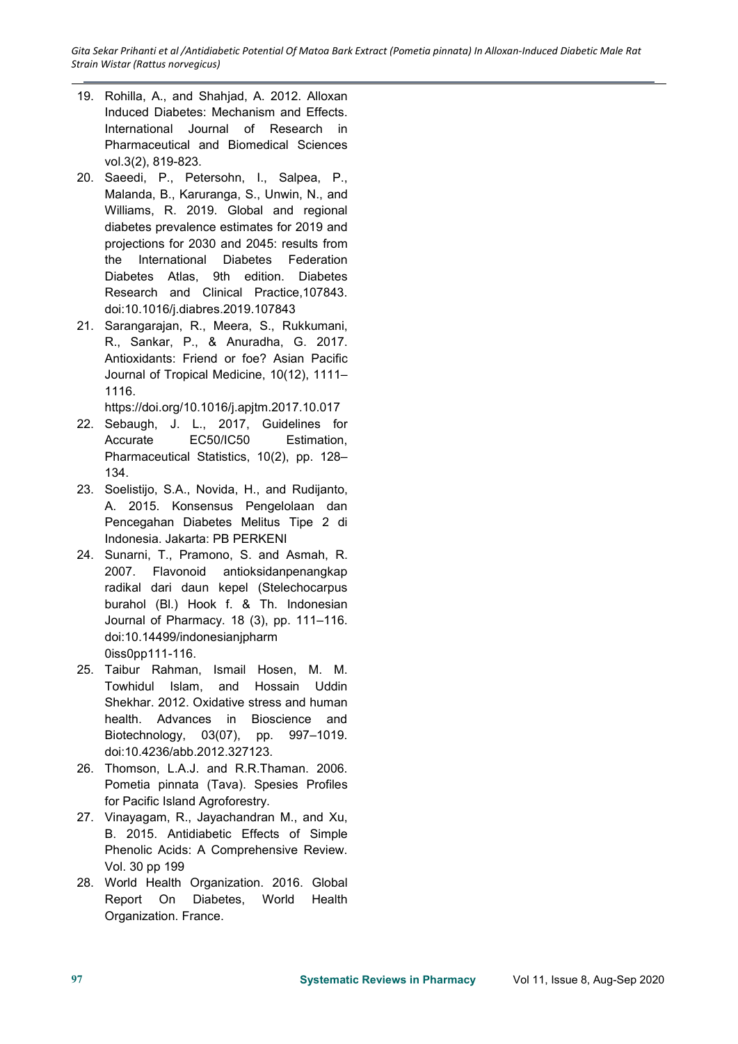19. Rohilla, A., and Shahjad, A. 2012. Alloxan Induced Diabetes: Mechanism and Effects. International Journal of Research in Pharmaceutical and Biomedical Sciences vol.3(2), 819-823.
20. Saeedi, P., Petersohn, I., Salpea, P., Malanda, B., Karuranga, S., Unwin, N., and Williams, R. 2019. Global and regional diabetes prevalence estimates for 2019 and projections for 2030 and 2045: results from the International Diabetes Federation Diabetes Atlas, 9th edition. Diabetes Research and Clinical Practice,107843. doi:10.1016/j.diabres.2019.107843
21. Sarangarajan, R., Meera, S., Rukkumani, R., Sankar, P., & Anuradha, G. 2017. Antioxidants: Friend or foe? Asian Pacific Journal of Tropical Medicine, 10(12), 1111–1116. https://doi.org/10.1016/j.apjtm.2017.10.017
22. Sebaugh, J. L., 2017, Guidelines for Accurate EC50/IC50 Estimation, Pharmaceutical Statistics, 10(2), pp. 128–134.
23. Soelistijo, S.A., Novida, H., and Rudijanto, A. 2015. Konsensus Pengelolaan dan Pencegahan Diabetes Melitus Tipe 2 di Indonesia. Jakarta: PB PERKENI
24. Sunarni, T., Pramono, S. and Asmah, R. 2007. Flavonoid antioksidanpenangkap radikal dari daun kepel (Stelechocarpus burahol (Bl.) Hook f. & Th. Indonesian Journal of Pharmacy. 18 (3), pp. 111–116. doi:10.14499/indonesianjpharm 0iss0pp111-116.
25. Taibur Rahman, Ismail Hosen, M. M. Towhidul Islam, and Hossain Uddin Shekhar. 2012. Oxidative stress and human health. Advances in Bioscience and Biotechnology, 03(07), pp. 997–1019. doi:10.4236/abb.2012.327123.
26. Thomson, L.A.J. and R.R.Thaman. 2006. Pometia pinnata (Tava). Spesies Profiles for Pacific Island Agroforestry.
27. Vinayagam, R., Jayachandran M., and Xu, B. 2015. Antidiabetic Effects of Simple Phenolic Acids: A Comprehensive Review. Vol. 30 pp 199
28. World Health Organization. 2016. Global Report On Diabetes, World Health Organization. France.